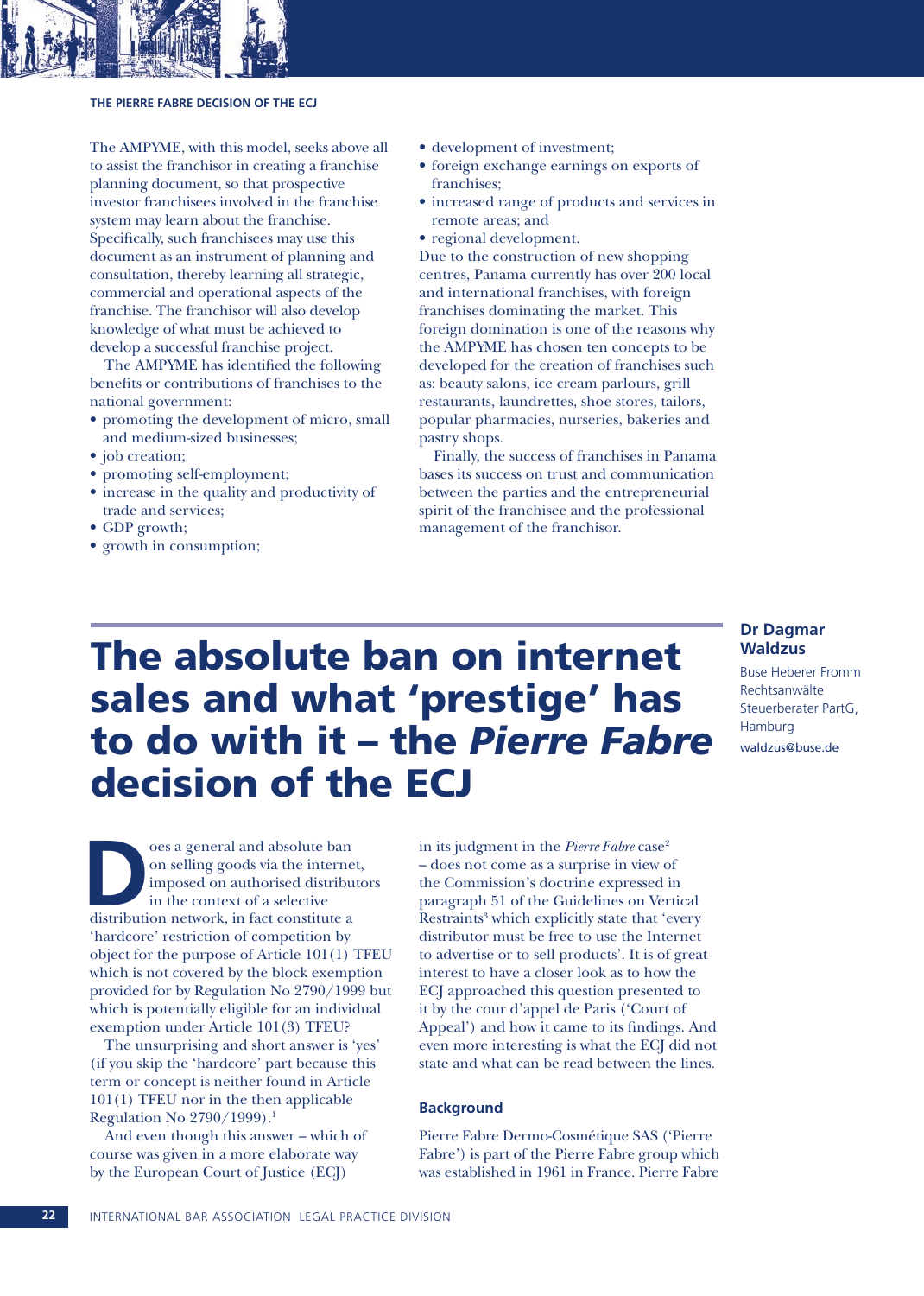The AMPYME, with this model, seeks above all to assist the franchisor in creating a franchise planning document, so that prospective investor franchisees involved in the franchise system may learn about the franchise. Specifically, such franchisees may use this document as an instrument of planning and consultation, thereby learning all strategic, commercial and operational aspects of the franchise. The franchisor will also develop knowledge of what must be achieved to develop a successful franchise project.

The AMPYME has identified the following benefits or contributions of franchises to the national government:

- promoting the development of micro, small and medium-sized businesses;
- job creation;
- promoting self-employment;
- increase in the quality and productivity of trade and services;
- GDP growth;
- growth in consumption;
- development of investment;
- foreign exchange earnings on exports of franchises;
- increased range of products and services in remote areas; and
- regional development.

Due to the construction of new shopping centres, Panama currently has over 200 local and international franchises, with foreign franchises dominating the market. This foreign domination is one of the reasons why the AMPYME has chosen ten concepts to be developed for the creation of franchises such as: beauty salons, ice cream parlours, grill restaurants, laundrettes, shoe stores, tailors, popular pharmacies, nurseries, bakeries and pastry shops.

Finally, the success of franchises in Panama bases its success on trust and communication between the parties and the entrepreneurial spirit of the franchisee and the professional management of the franchisor.

# The absolute ban on internet sales and what 'prestige' has to do with it – the *Pierre Fabre* decision of the ECJ

**Dr Dagmar Waldzus**

Buse Heberer Fromm Rechtsanwälte Steuerberater PartG, Hamburg

waldzus@buse.de

Does a general and absolute ban on selling goods via the internet, imposed on authorised distributors in the context of a selective distribution network, in fact constitute a 'hardcore' restriction of competition by object for the purpose of Article 101(1) TFEU which is not covered by the block exemption provided for by Regulation No 2790/1999 but which is potentially eligible for an individual exemption under Article 101(3) TFEU?

The unsurprising and short answer is 'yes' (if you skip the 'hardcore' part because this term or concept is neither found in Article 101(1) TFEU nor in the then applicable Regulation No 2790/1999).[1]

And even though this answer – which of course was given in a more elaborate way by the European Court of Justice (ECJ) in its judgment in the *Pierre Fabre* case[2] – does not come as a surprise in view of the Commission's doctrine expressed in paragraph 51 of the Guidelines on Vertical Restraints[3] which explicitly state that 'every distributor must be free to use the Internet to advertise or to sell products'. It is of great interest to have a closer look as to how the ECJ approached this question presented to it by the cour d'appel de Paris ('Court of Appeal') and how it came to its findings. And even more interesting is what the ECJ did not state and what can be read between the lines.

## Background

Pierre Fabre Dermo-Cosmétique SAS ('Pierre Fabre') is part of the Pierre Fabre group which was established in 1961 in France. Pierre Fabre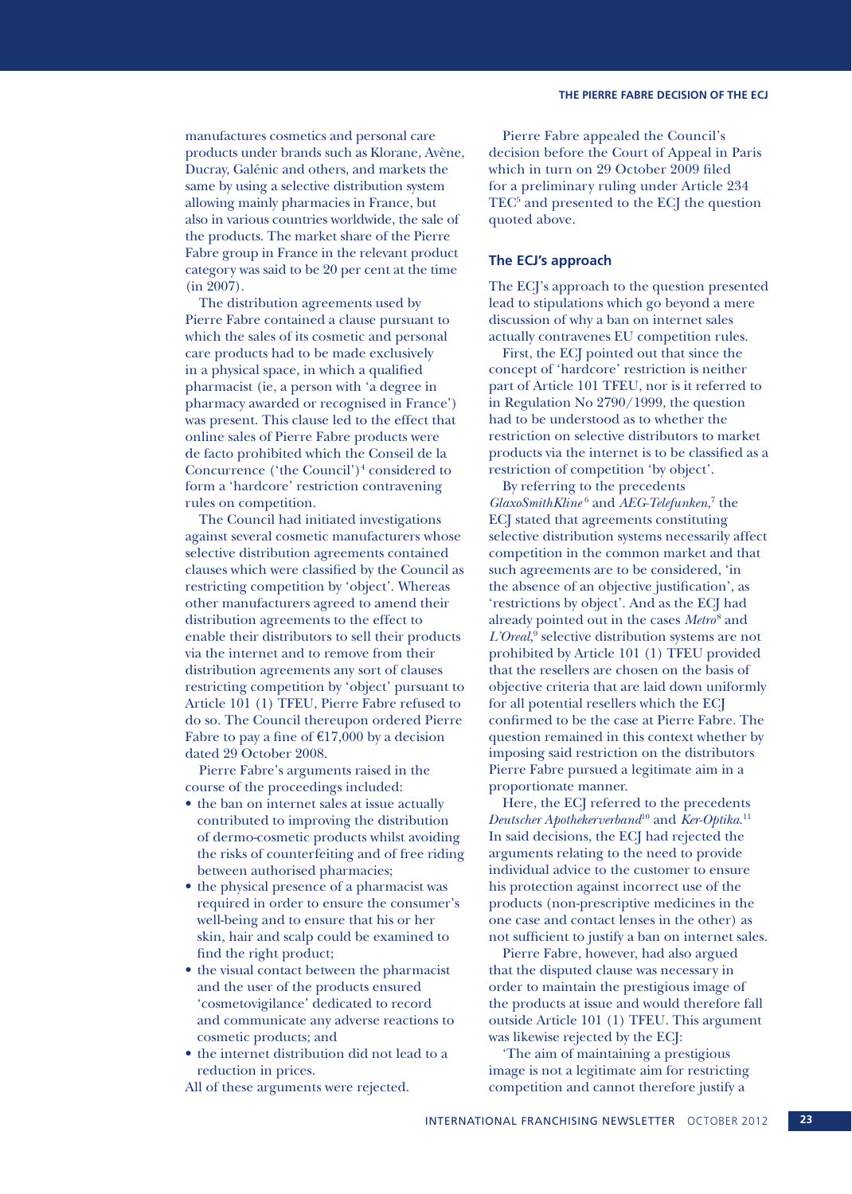manufactures cosmetics and personal care products under brands such as Klorane, Avène, Ducray, Galénic and others, and markets the same by using a selective distribution system allowing mainly pharmacies in France, but also in various countries worldwide, the sale of the products. The market share of the Pierre Fabre group in France in the relevant product category was said to be 20 per cent at the time (in 2007).

The distribution agreements used by Pierre Fabre contained a clause pursuant to which the sales of its cosmetic and personal care products had to be made exclusively in a physical space, in which a qualified pharmacist (ie, a person with 'a degree in pharmacy awarded or recognised in France') was present. This clause led to the effect that online sales of Pierre Fabre products were de facto prohibited which the Conseil de la Concurrence ('the Council')[4] considered to form a 'hardcore' restriction contravening rules on competition.

The Council had initiated investigations against several cosmetic manufacturers whose selective distribution agreements contained clauses which were classified by the Council as restricting competition by 'object'. Whereas other manufacturers agreed to amend their distribution agreements to the effect to enable their distributors to sell their products via the internet and to remove from their distribution agreements any sort of clauses restricting competition by 'object' pursuant to Article 101 (1) TFEU, Pierre Fabre refused to do so. The Council thereupon ordered Pierre Fabre to pay a fine of €17,000 by a decision dated 29 October 2008.

Pierre Fabre's arguments raised in the course of the proceedings included:

- the ban on internet sales at issue actually contributed to improving the distribution of dermo-cosmetic products whilst avoiding the risks of counterfeiting and of free riding between authorised pharmacies;
- the physical presence of a pharmacist was required in order to ensure the consumer's well-being and to ensure that his or her skin, hair and scalp could be examined to find the right product;
- the visual contact between the pharmacist and the user of the products ensured 'cosmetovigilance' dedicated to record and communicate any adverse reactions to cosmetic products; and
- the internet distribution did not lead to a reduction in prices.

All of these arguments were rejected.

Pierre Fabre appealed the Council's decision before the Court of Appeal in Paris which in turn on 29 October 2009 filed for a preliminary ruling under Article 234 TEC[5] and presented to the ECJ the question quoted above.

## The ECJ's approach

The ECJ's approach to the question presented lead to stipulations which go beyond a mere discussion of why a ban on internet sales actually contravenes EU competition rules.

First, the ECJ pointed out that since the concept of 'hardcore' restriction is neither part of Article 101 TFEU, nor is it referred to in Regulation No 2790/1999, the question had to be understood as to whether the restriction on selective distributors to market products via the internet is to be classified as a restriction of competition 'by object'.

By referring to the precedents *GlaxoSmithKline*[6] and *AEG-Telefunken*,[7] the ECJ stated that agreements constituting selective distribution systems necessarily affect competition in the common market and that such agreements are to be considered, 'in the absence of an objective justification', as 'restrictions by object'. And as the ECJ had already pointed out in the cases *Metro*[8] and *L'Oreal*,[9] selective distribution systems are not prohibited by Article 101 (1) TFEU provided that the resellers are chosen on the basis of objective criteria that are laid down uniformly for all potential resellers which the ECJ confirmed to be the case at Pierre Fabre. The question remained in this context whether by imposing said restriction on the distributors Pierre Fabre pursued a legitimate aim in a proportionate manner.

Here, the ECJ referred to the precedents *Deutscher Apothekerverband*[10] and *Ker-Optika*.[11] In said decisions, the ECJ had rejected the arguments relating to the need to provide individual advice to the customer to ensure his protection against incorrect use of the products (non-prescriptive medicines in the one case and contact lenses in the other) as not sufficient to justify a ban on internet sales.

Pierre Fabre, however, had also argued that the disputed clause was necessary in order to maintain the prestigious image of the products at issue and would therefore fall outside Article 101 (1) TFEU. This argument was likewise rejected by the ECJ:

'The aim of maintaining a prestigious image is not a legitimate aim for restricting competition and cannot therefore justify a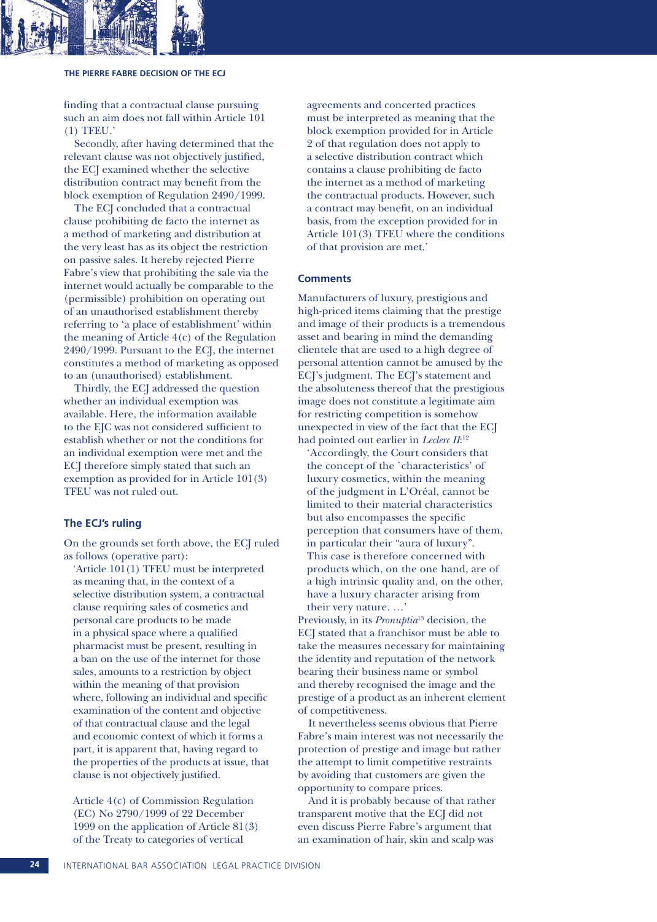finding that a contractual clause pursuing such an aim does not fall within Article 101 (1) TFEU.'

Secondly, after having determined that the relevant clause was not objectively justified, the ECJ examined whether the selective distribution contract may benefit from the block exemption of Regulation 2490/1999.

The ECJ concluded that a contractual clause prohibiting de facto the internet as a method of marketing and distribution at the very least has as its object the restriction on passive sales. It hereby rejected Pierre Fabre's view that prohibiting the sale via the internet would actually be comparable to the (permissible) prohibition on operating out of an unauthorised establishment thereby referring to 'a place of establishment' within the meaning of Article 4(c) of the Regulation 2490/1999. Pursuant to the ECJ, the internet constitutes a method of marketing as opposed to an (unauthorised) establishment.

Thirdly, the ECJ addressed the question whether an individual exemption was available. Here, the information available to the EJC was not considered sufficient to establish whether or not the conditions for an individual exemption were met and the ECJ therefore simply stated that such an exemption as provided for in Article 101(3) TFEU was not ruled out.

### The ECJ's ruling

On the grounds set forth above, the ECJ ruled as follows (operative part):

> 'Article 101(1) TFEU must be interpreted as meaning that, in the context of a selective distribution system, a contractual clause requiring sales of cosmetics and personal care products to be made in a physical space where a qualified pharmacist must be present, resulting in a ban on the use of the internet for those sales, amounts to a restriction by object within the meaning of that provision where, following an individual and specific examination of the content and objective of that contractual clause and the legal and economic context of which it forms a part, it is apparent that, having regard to the properties of the products at issue, that clause is not objectively justified.
>
> Article 4(c) of Commission Regulation (EC) No 2790/1999 of 22 December 1999 on the application of Article 81(3) of the Treaty to categories of vertical agreements and concerted practices must be interpreted as meaning that the block exemption provided for in Article 2 of that regulation does not apply to a selective distribution contract which contains a clause prohibiting de facto the internet as a method of marketing the contractual products. However, such a contract may benefit, on an individual basis, from the exception provided for in Article 101(3) TFEU where the conditions of that provision are met.'

### Comments

Manufacturers of luxury, prestigious and high-priced items claiming that the prestige and image of their products is a tremendous asset and bearing in mind the demanding clientele that are used to a high degree of personal attention cannot be amused by the ECJ's judgment. The ECJ's statement and the absoluteness thereof that the prestigious image does not constitute a legitimate aim for restricting competition is somehow unexpected in view of the fact that the ECJ had pointed out earlier in *Leclerc II*:[12]

> 'Accordingly, the Court considers that the concept of the `characteristics' of luxury cosmetics, within the meaning of the judgment in L'Oréal, cannot be limited to their material characteristics but also encompasses the specific perception that consumers have of them, in particular their "aura of luxury". This case is therefore concerned with products which, on the one hand, are of a high intrinsic quality and, on the other, have a luxury character arising from their very nature. …'

Previously, in its *Pronuptia*[13] decision, the ECJ stated that a franchisor must be able to take the measures necessary for maintaining the identity and reputation of the network bearing their business name or symbol and thereby recognised the image and the prestige of a product as an inherent element of competitiveness.

It nevertheless seems obvious that Pierre Fabre's main interest was not necessarily the protection of prestige and image but rather the attempt to limit competitive restraints by avoiding that customers are given the opportunity to compare prices.

And it is probably because of that rather transparent motive that the ECJ did not even discuss Pierre Fabre's argument that an examination of hair, skin and scalp was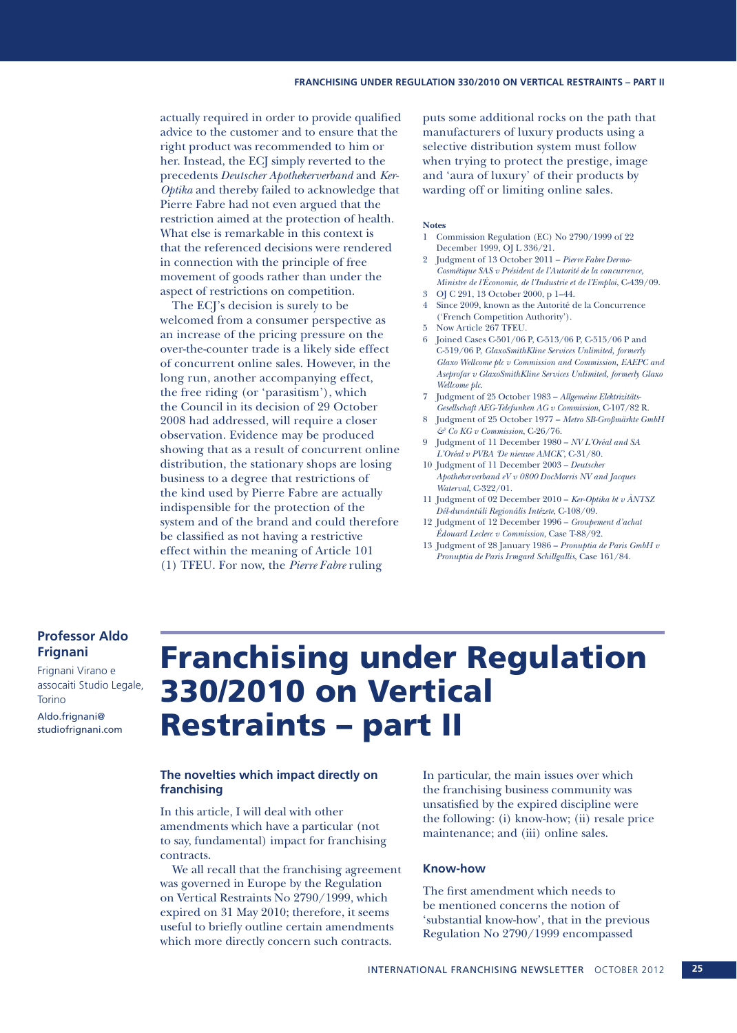actually required in order to provide qualified advice to the customer and to ensure that the right product was recommended to him or her. Instead, the ECJ simply reverted to the precedents *Deutscher Apothekerverband* and *Ker-Optika* and thereby failed to acknowledge that Pierre Fabre had not even argued that the restriction aimed at the protection of health. What else is remarkable in this context is that the referenced decisions were rendered in connection with the principle of free movement of goods rather than under the aspect of restrictions on competition.

The ECJ's decision is surely to be welcomed from a consumer perspective as an increase of the pricing pressure on the over-the-counter trade is a likely side effect of concurrent online sales. However, in the long run, another accompanying effect, the free riding (or 'parasitism'), which the Council in its decision of 29 October 2008 had addressed, will require a closer observation. Evidence may be produced showing that as a result of concurrent online distribution, the stationary shops are losing business to a degree that restrictions of the kind used by Pierre Fabre are actually indispensible for the protection of the system and of the brand and could therefore be classified as not having a restrictive effect within the meaning of Article 101 (1) TFEU. For now, the *Pierre Fabre* ruling puts some additional rocks on the path that manufacturers of luxury products using a selective distribution system must follow when trying to protect the prestige, image and 'aura of luxury' of their products by warding off or limiting online sales.

**Notes**

1. Commission Regulation (EC) No 2790/1999 of 22 December 1999, OJ L 336/21.
2. Judgment of 13 October 2011 – *Pierre Fabre Dermo-Cosmétique SAS v Président de l'Autorité de la concurrence, Ministre de l'Économie, de l'Industrie et de l'Emploi*, C-439/09.
3. OJ C 291, 13 October 2000, p 1–44.
4. Since 2009, known as the Autorité de la Concurrence ('French Competition Authority').
5. Now Article 267 TFEU.
6. Joined Cases C-501/06 P, C-513/06 P, C-515/06 P and C-519/06 P, *GlaxoSmithKline Services Unlimited, formerly Glaxo Wellcome plc v Commission and Commission, EAEPC and Aseprofar v GlaxoSmithKline Services Unlimited, formerly Glaxo Wellcome plc.*
7. Judgment of 25 October 1983 – *Allgemeine Elektrizitäts-Gesellschaft AEG-Telefunken AG v Commission*, C-107/82 R.
8. Judgment of 25 October 1977 – *Metro SB-Großmärkte GmbH & Co KG v Commission*, C-26/76.
9. Judgment of 11 December 1980 – *NV L'Oréal and SA L'Oréal v PVBA 'De nieuwe AMCK'*, C-31/80.
10. Judgment of 11 December 2003 – *Deutscher Apothekerverband eV v 0800 DocMorris NV and Jacques Waterval*, C-322/01.
11. Judgment of 02 December 2010 – *Ker-Optika bt v ÀNTSZ Dél-dunántúli Regionális Intézete*, C-108/09.
12. Judgment of 12 December 1996 – *Groupement d'achat Édouard Leclerc v Commission*, Case T-88/92.
13. Judgment of 28 January 1986 – *Pronuptia de Paris GmbH v Pronuptia de Paris Irmgard Schillgallis*, Case 161/84.

# Franchising under Regulation 330/2010 on Vertical Restraints – part II

**Professor Aldo Frignani**

Frignani Virano e assocaiti Studio Legale, Torino

Aldo.frignani@studiofrignani.com

## The novelties which impact directly on franchising

In this article, I will deal with other amendments which have a particular (not to say, fundamental) impact for franchising contracts.

We all recall that the franchising agreement was governed in Europe by the Regulation on Vertical Restraints No 2790/1999, which expired on 31 May 2010; therefore, it seems useful to briefly outline certain amendments which more directly concern such contracts.

In particular, the main issues over which the franchising business community was unsatisfied by the expired discipline were the following: (i) know-how; (ii) resale price maintenance; and (iii) online sales.

## Know-how

The first amendment which needs to be mentioned concerns the notion of 'substantial know-how', that in the previous Regulation No 2790/1999 encompassed